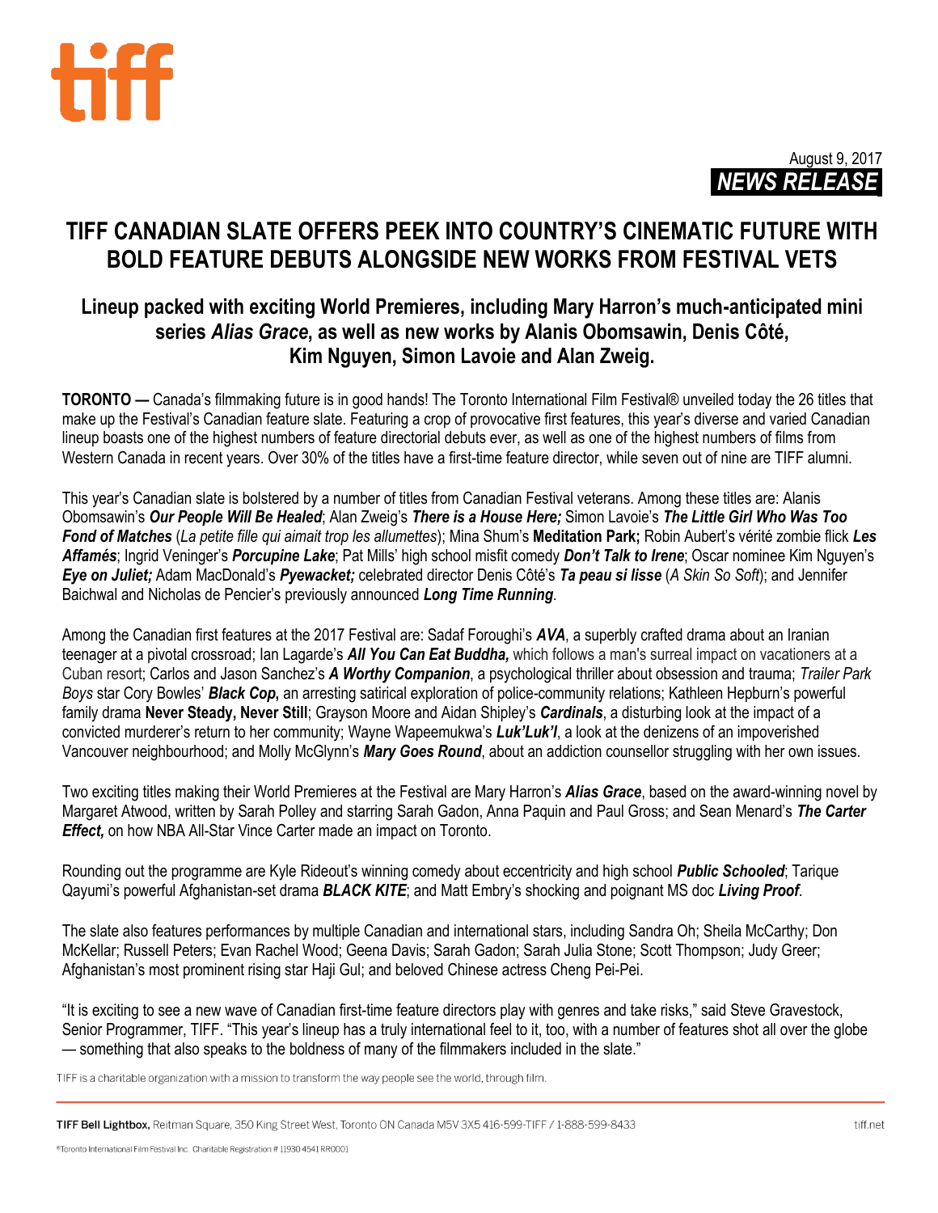tiff

August 9, 2017

**NEWS RELEASE**

# TIFF CANADIAN SLATE OFFERS PEEK INTO COUNTRY'S CINEMATIC FUTURE WITH BOLD FEATURE DEBUTS ALONGSIDE NEW WORKS FROM FESTIVAL VETS

## Lineup packed with exciting World Premieres, including Mary Harron's much-anticipated mini series *Alias Grace*, as well as new works by Alanis Obomsawin, Denis Côté, Kim Nguyen, Simon Lavoie and Alan Zweig.

**TORONTO —** Canada's filmmaking future is in good hands! The Toronto International Film Festival® unveiled today the 26 titles that make up the Festival's Canadian feature slate. Featuring a crop of provocative first features, this year's diverse and varied Canadian lineup boasts one of the highest numbers of feature directorial debuts ever, as well as one of the highest numbers of films from Western Canada in recent years. Over 30% of the titles have a first-time feature director, while seven out of nine are TIFF alumni.

This year's Canadian slate is bolstered by a number of titles from Canadian Festival veterans. Among these titles are: Alanis Obomsawin's ***Our People Will Be Healed***; Alan Zweig's ***There is a House Here;*** Simon Lavoie's ***The Little Girl Who Was Too Fond of Matches*** (*La petite fille qui aimait trop les allumettes*); Mina Shum's **Meditation Park;** Robin Aubert's vérité zombie flick ***Les Affamés***; Ingrid Veninger's ***Porcupine Lake***; Pat Mills' high school misfit comedy ***Don't Talk to Irene***; Oscar nominee Kim Nguyen's ***Eye on Juliet;*** Adam MacDonald's ***Pyewacket;*** celebrated director Denis Côté's ***Ta peau si lisse*** (*A Skin So Soft*); and Jennifer Baichwal and Nicholas de Pencier's previously announced ***Long Time Running***.

Among the Canadian first features at the 2017 Festival are: Sadaf Foroughi's ***AVA***, a superbly crafted drama about an Iranian teenager at a pivotal crossroad; Ian Lagarde's ***All You Can Eat Buddha,*** which follows a man's surreal impact on vacationers at a Cuban resort; Carlos and Jason Sanchez's ***A Worthy Companion***, a psychological thriller about obsession and trauma; *Trailer Park Boys* star Cory Bowles' ***Black Cop***, an arresting satirical exploration of police-community relations; Kathleen Hepburn's powerful family drama **Never Steady, Never Still**; Grayson Moore and Aidan Shipley's ***Cardinals***, a disturbing look at the impact of a convicted murderer's return to her community; Wayne Wapeemukwa's ***Luk'Luk'I***, a look at the denizens of an impoverished Vancouver neighbourhood; and Molly McGlynn's ***Mary Goes Round***, about an addiction counsellor struggling with her own issues.

Two exciting titles making their World Premieres at the Festival are Mary Harron's ***Alias Grace***, based on the award-winning novel by Margaret Atwood, written by Sarah Polley and starring Sarah Gadon, Anna Paquin and Paul Gross; and Sean Menard's ***The Carter Effect,*** on how NBA All-Star Vince Carter made an impact on Toronto.

Rounding out the programme are Kyle Rideout's winning comedy about eccentricity and high school ***Public Schooled***; Tarique Qayumi's powerful Afghanistan-set drama ***BLACK KITE***; and Matt Embry's shocking and poignant MS doc ***Living Proof***.

The slate also features performances by multiple Canadian and international stars, including Sandra Oh; Sheila McCarthy; Don McKellar; Russell Peters; Evan Rachel Wood; Geena Davis; Sarah Gadon; Sarah Julia Stone; Scott Thompson; Judy Greer; Afghanistan's most prominent rising star Haji Gul; and beloved Chinese actress Cheng Pei-Pei.

"It is exciting to see a new wave of Canadian first-time feature directors play with genres and take risks," said Steve Gravestock, Senior Programmer, TIFF. "This year's lineup has a truly international feel to it, too, with a number of features shot all over the globe — something that also speaks to the boldness of many of the filmmakers included in the slate."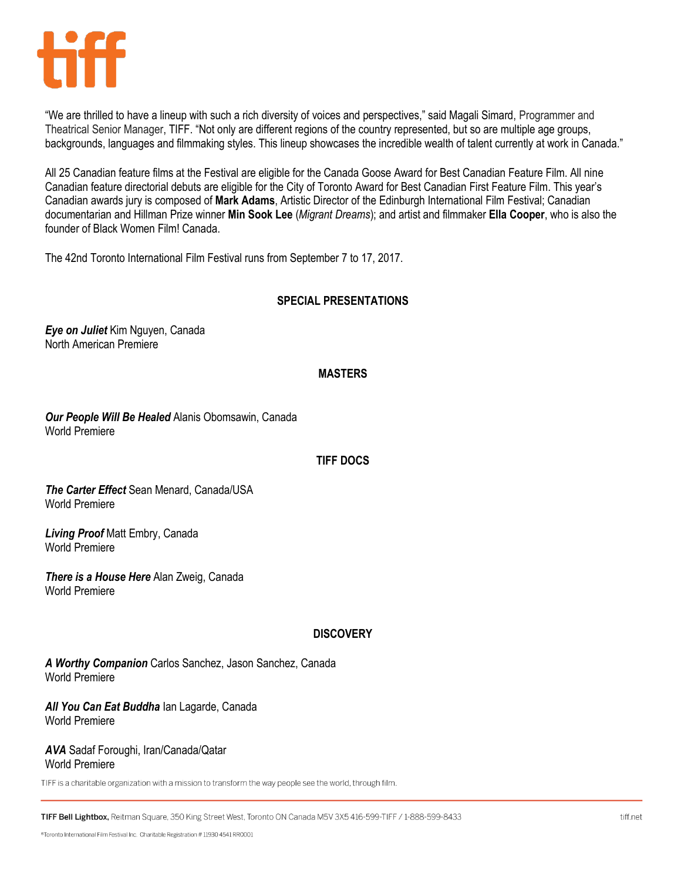"We are thrilled to have a lineup with such a rich diversity of voices and perspectives," said Magali Simard, Programmer and Theatrical Senior Manager, TIFF. "Not only are different regions of the country represented, but so are multiple age groups, backgrounds, languages and filmmaking styles. This lineup showcases the incredible wealth of talent currently at work in Canada."

All 25 Canadian feature films at the Festival are eligible for the Canada Goose Award for Best Canadian Feature Film. All nine Canadian feature directorial debuts are eligible for the City of Toronto Award for Best Canadian First Feature Film. This year's Canadian awards jury is composed of **Mark Adams**, Artistic Director of the Edinburgh International Film Festival; Canadian documentarian and Hillman Prize winner **Min Sook Lee** (*Migrant Dreams*); and artist and filmmaker **Ella Cooper**, who is also the founder of Black Women Film! Canada.

The 42nd Toronto International Film Festival runs from September 7 to 17, 2017.

## SPECIAL PRESENTATIONS

***Eye on Juliet*** Kim Nguyen, Canada
North American Premiere

## MASTERS

***Our People Will Be Healed*** Alanis Obomsawin, Canada
World Premiere

## TIFF DOCS

***The Carter Effect*** Sean Menard, Canada/USA
World Premiere

***Living Proof*** Matt Embry, Canada
World Premiere

***There is a House Here*** Alan Zweig, Canada
World Premiere

## DISCOVERY

***A Worthy Companion*** Carlos Sanchez, Jason Sanchez, Canada
World Premiere

***All You Can Eat Buddha*** Ian Lagarde, Canada
World Premiere

***AVA*** Sadaf Foroughi, Iran/Canada/Qatar
World Premiere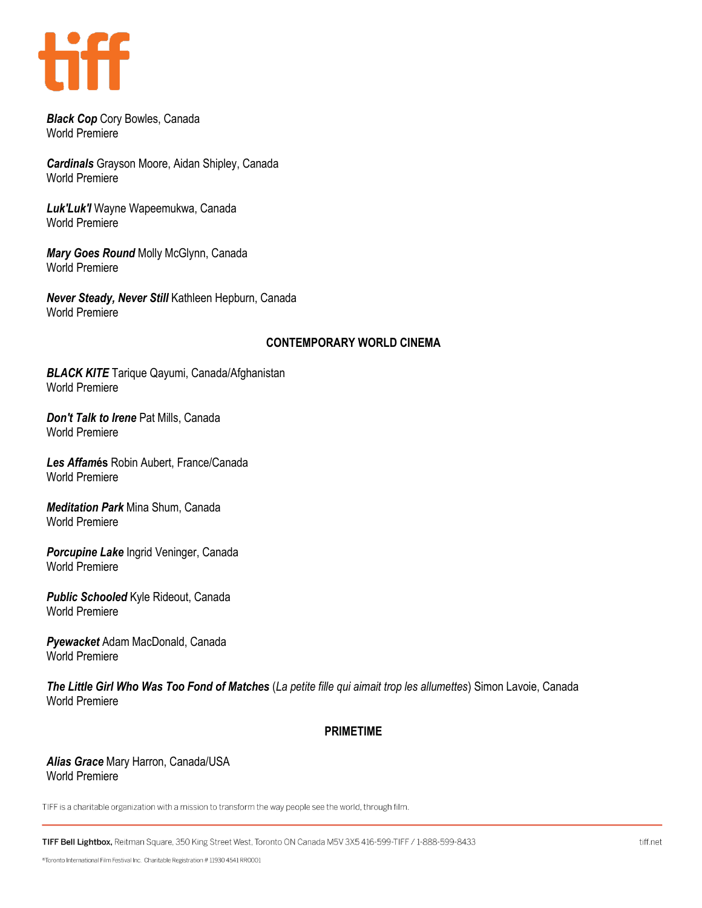***Black Cop*** Cory Bowles, Canada
World Premiere

***Cardinals*** Grayson Moore, Aidan Shipley, Canada
World Premiere

***Luk'Luk'I*** Wayne Wapeemukwa, Canada
World Premiere

***Mary Goes Round*** Molly McGlynn, Canada
World Premiere

***Never Steady, Never Still*** Kathleen Hepburn, Canada
World Premiere

## CONTEMPORARY WORLD CINEMA

***BLACK KITE*** Tarique Qayumi, Canada/Afghanistan
World Premiere

***Don't Talk to Irene*** Pat Mills, Canada
World Premiere

***Les Affamés*** Robin Aubert, France/Canada
World Premiere

***Meditation Park*** Mina Shum, Canada
World Premiere

***Porcupine Lake*** Ingrid Veninger, Canada
World Premiere

***Public Schooled*** Kyle Rideout, Canada
World Premiere

***Pyewacket*** Adam MacDonald, Canada
World Premiere

***The Little Girl Who Was Too Fond of Matches*** (*La petite fille qui aimait trop les allumettes*) Simon Lavoie, Canada
World Premiere

## PRIMETIME

***Alias Grace*** Mary Harron, Canada/USA
World Premiere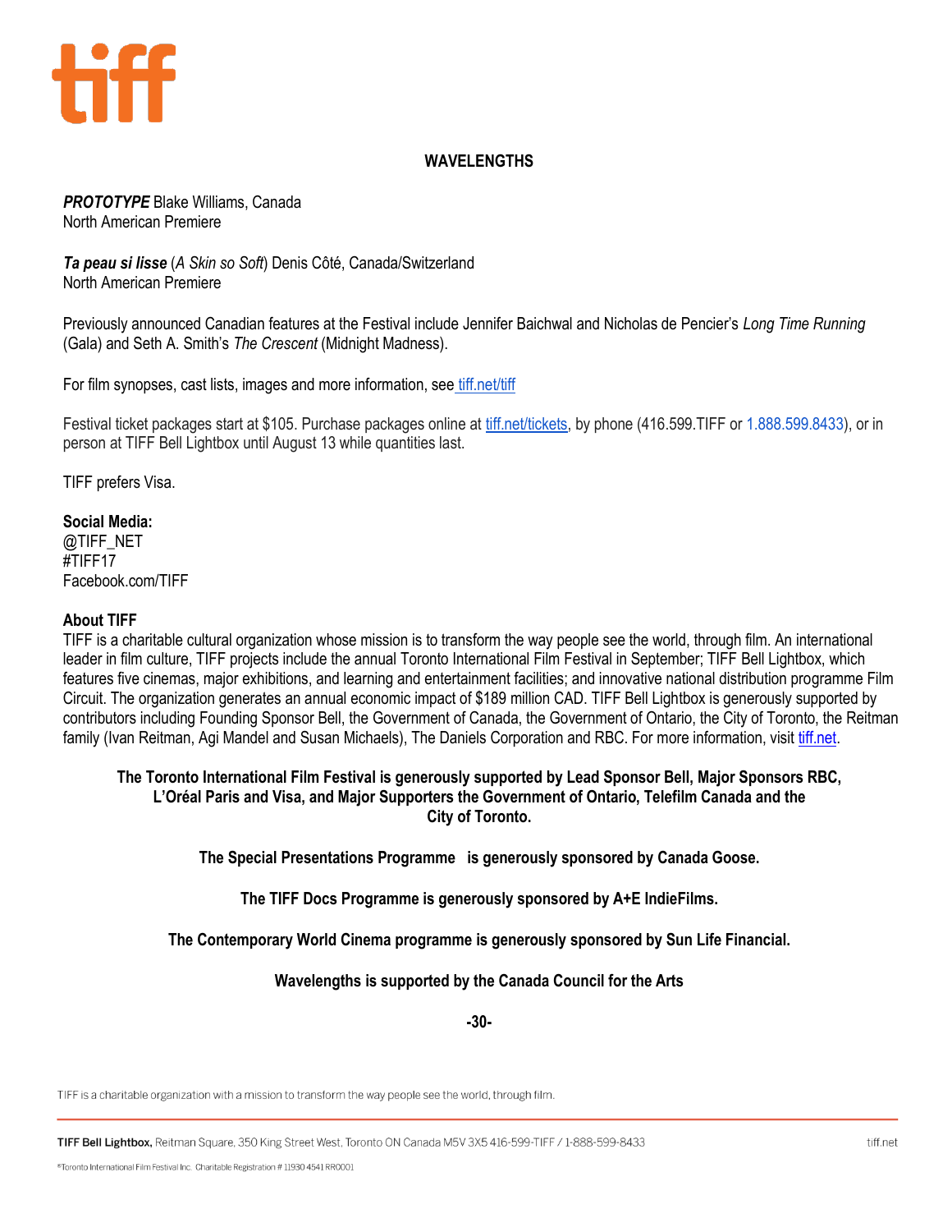## WAVELENGTHS

***PROTOTYPE*** Blake Williams, Canada
North American Premiere

***Ta peau si lisse*** (*A Skin so Soft*) Denis Côté, Canada/Switzerland
North American Premiere

Previously announced Canadian features at the Festival include Jennifer Baichwal and Nicholas de Pencier's *Long Time Running* (Gala) and Seth A. Smith's *The Crescent* (Midnight Madness).

For film synopses, cast lists, images and more information, see tiff.net/tiff

Festival ticket packages start at $105. Purchase packages online at tiff.net/tickets, by phone (416.599.TIFF or 1.888.599.8433), or in person at TIFF Bell Lightbox until August 13 while quantities last.

TIFF prefers Visa.

**Social Media:**
@TIFF_NET
#TIFF17
Facebook.com/TIFF

**About TIFF**
TIFF is a charitable cultural organization whose mission is to transform the way people see the world, through film. An international leader in film culture, TIFF projects include the annual Toronto International Film Festival in September; TIFF Bell Lightbox, which features five cinemas, major exhibitions, and learning and entertainment facilities; and innovative national distribution programme Film Circuit. The organization generates an annual economic impact of $189 million CAD. TIFF Bell Lightbox is generously supported by contributors including Founding Sponsor Bell, the Government of Canada, the Government of Ontario, the City of Toronto, the Reitman family (Ivan Reitman, Agi Mandel and Susan Michaels), The Daniels Corporation and RBC. For more information, visit tiff.net.

**The Toronto International Film Festival is generously supported by Lead Sponsor Bell, Major Sponsors RBC, L'Oréal Paris and Visa, and Major Supporters the Government of Ontario, Telefilm Canada and the City of Toronto.**

**The Special Presentations Programme is generously sponsored by Canada Goose.**

**The TIFF Docs Programme is generously sponsored by A+E IndieFilms.**

**The Contemporary World Cinema programme is generously sponsored by Sun Life Financial.**

**Wavelengths is supported by the Canada Council for the Arts**

**-30-**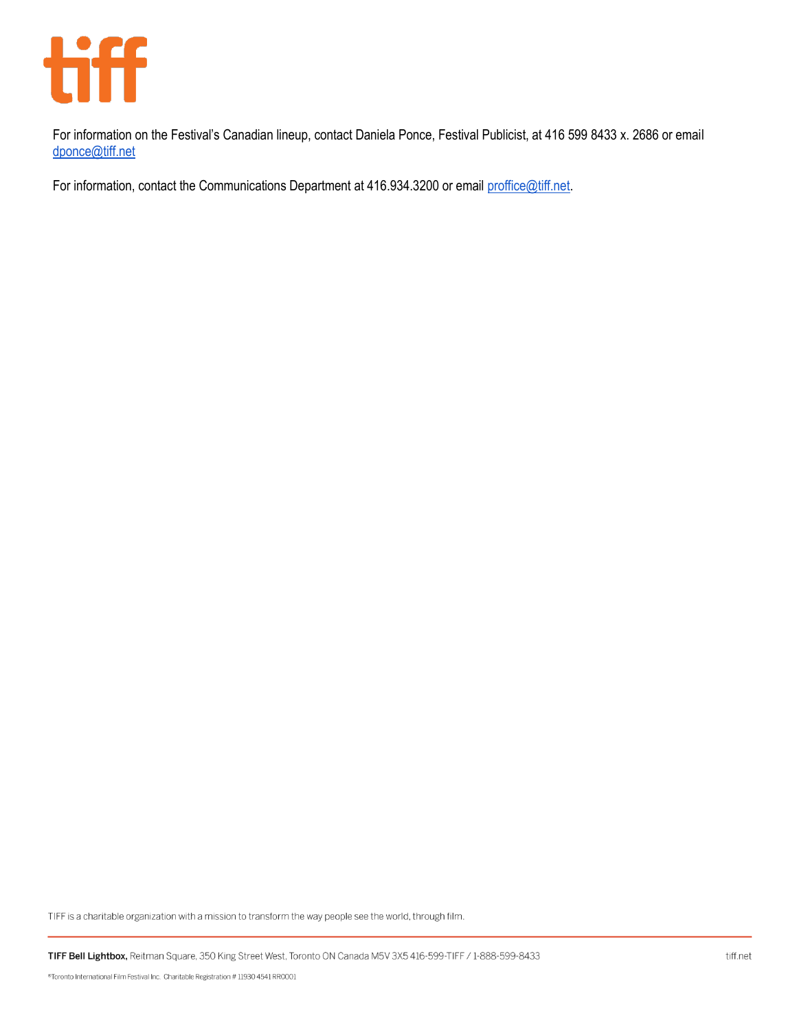For information on the Festival's Canadian lineup, contact Daniela Ponce, Festival Publicist, at 416 599 8433 x. 2686 or email dponce@tiff.net

For information, contact the Communications Department at 416.934.3200 or email proffice@tiff.net.